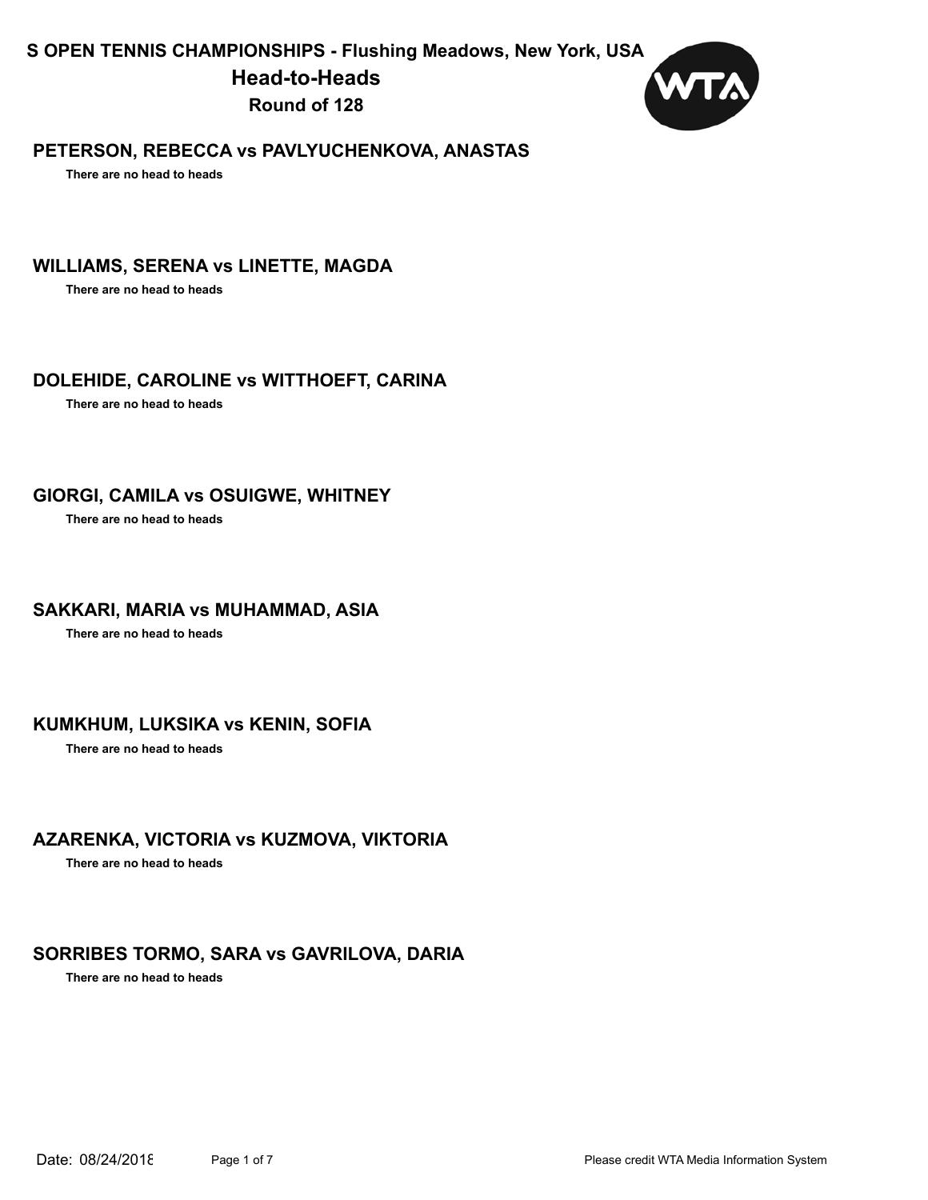# S OPEN TENNIS CHAMPIONSHIPS - Flushing Meadows, New York, USA

## Head-to-Heads

### Round of 128

**PETERSON, REBECCA vs PAVLYUCHENKOVA, ANASTAS**

There are no head to heads

**WILLIAMS, SERENA vs LINETTE, MAGDA**

There are no head to heads

**DOLEHIDE, CAROLINE vs WITTHOEFT, CARINA**

There are no head to heads

**GIORGI, CAMILA vs OSUIGWE, WHITNEY**

There are no head to heads

**SAKKARI, MARIA vs MUHAMMAD, ASIA**

There are no head to heads

**KUMKHUM, LUKSIKA vs KENIN, SOFIA**

There are no head to heads

**AZARENKA, VICTORIA vs KUZMOVA, VIKTORIA**

There are no head to heads

**SORRIBES TORMO, SARA vs GAVRILOVA, DARIA**

There are no head to heads

Date: 08/24/2018

Please credit WTA Media Information System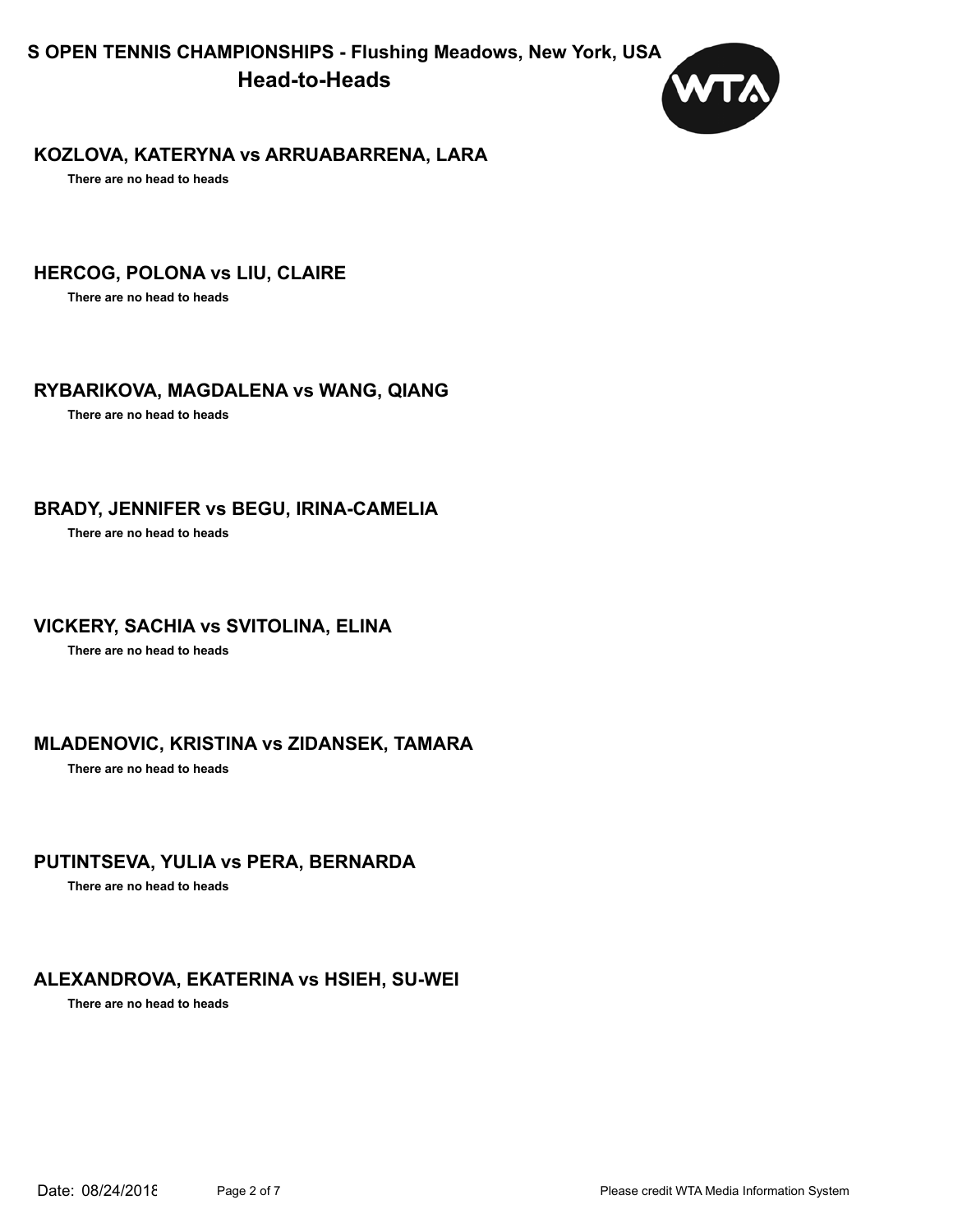## KOZLOVA, KATERYNA vs ARRUABARRENA, LARA

**There are no head to heads**

## HERCOG, POLONA vs LIU, CLAIRE

**There are no head to heads**

## RYBARIKOVA, MAGDALENA vs WANG, QIANG

**There are no head to heads**

## BRADY, JENNIFER vs BEGU, IRINA-CAMELIA

**There are no head to heads**

## VICKERY, SACHIA vs SVITOLINA, ELINA

**There are no head to heads**

## MLADENOVIC, KRISTINA vs ZIDANSEK, TAMARA

**There are no head to heads**

## PUTINTSEVA, YULIA vs PERA, BERNARDA

**There are no head to heads**

## ALEXANDROVA, EKATERINA vs HSIEH, SU-WEI

**There are no head to heads**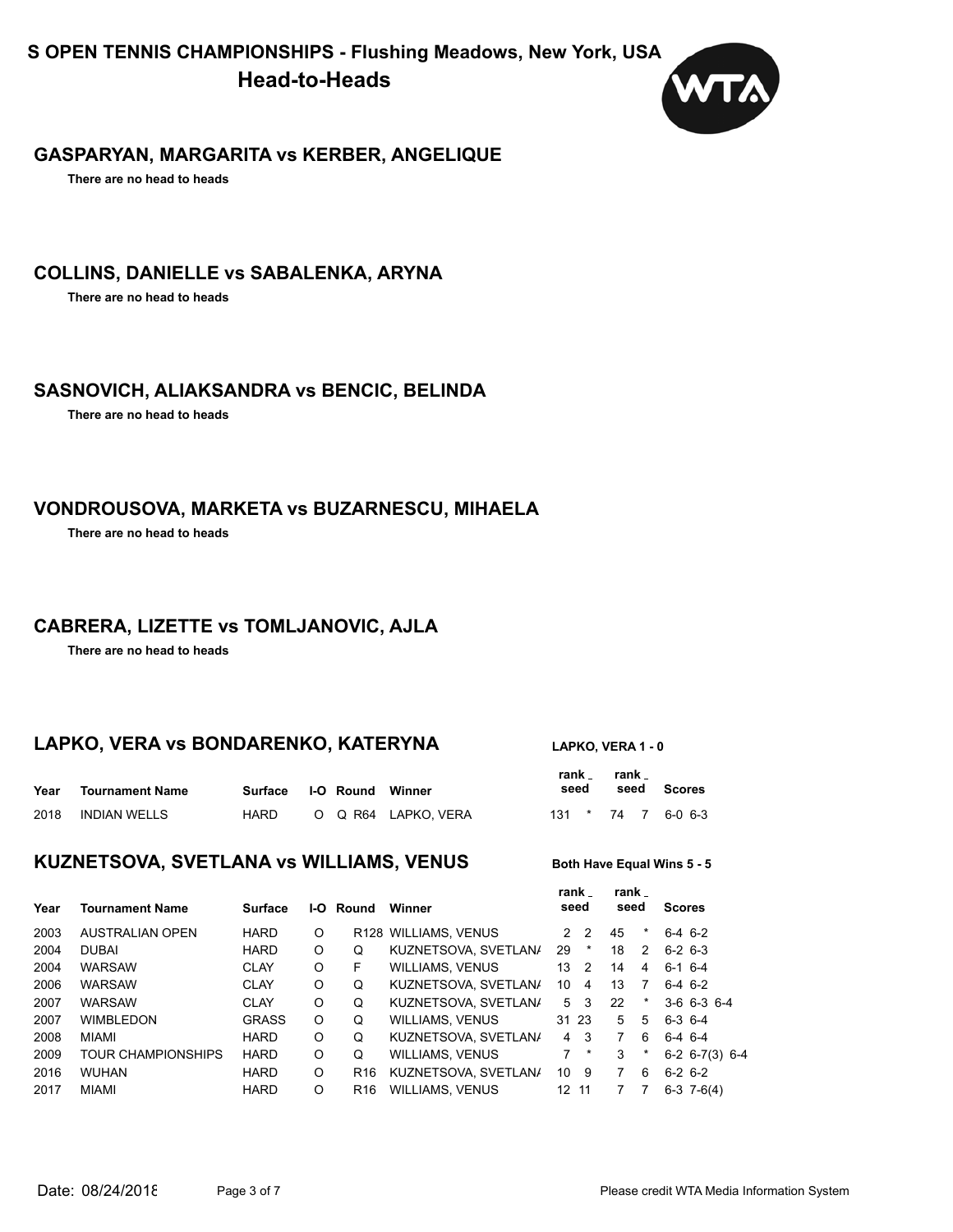# S OPEN TENNIS CHAMPIONSHIPS - Flushing Meadows, New York, USA
## Head-to-Heads

### GASPARYAN, MARGARITA vs KERBER, ANGELIQUE

**There are no head to heads**

### COLLINS, DANIELLE vs SABALENKA, ARYNA

**There are no head to heads**

### SASNOVICH, ALIAKSANDRA vs BENCIC, BELINDA

**There are no head to heads**

### VONDROUSOVA, MARKETA vs BUZARNESCU, MIHAELA

**There are no head to heads**

### CABRERA, LIZETTE vs TOMLJANOVIC, AJLA

**There are no head to heads**

### LAPKO, VERA vs BONDARENKO, KATERYNA

**LAPKO, VERA 1 - 0**

| Year | Tournament Name | Surface | I-O | | Round | Winner | rank _ | seed | rank _ | seed | Scores |
|---|---|---|---|---|---|---|---|---|---|---|---|
| 2018 | INDIAN WELLS | HARD | O | Q | R64 | LAPKO, VERA | 131 | * | 74 | 7 | 6-0 6-3 |

### KUZNETSOVA, SVETLANA vs WILLIAMS, VENUS

**Both Have Equal Wins 5 - 5**

| Year | Tournament Name | Surface | I-O | Round | Winner | rank _ | seed | rank _ | seed | Scores |
|---|---|---|---|---|---|---|---|---|---|---|
| 2003 | AUSTRALIAN OPEN | HARD | O | R128 | WILLIAMS, VENUS | 2 | 2 | 45 | * | 6-4 6-2 |
| 2004 | DUBAI | HARD | O | Q | KUZNETSOVA, SVETLAN/ | 29 | * | 18 | 2 | 6-2 6-3 |
| 2004 | WARSAW | CLAY | O | F | WILLIAMS, VENUS | 13 | 2 | 14 | 4 | 6-1 6-4 |
| 2006 | WARSAW | CLAY | O | Q | KUZNETSOVA, SVETLAN/ | 10 | 4 | 13 | 7 | 6-4 6-2 |
| 2007 | WARSAW | CLAY | O | Q | KUZNETSOVA, SVETLAN/ | 5 | 3 | 22 | * | 3-6 6-3 6-4 |
| 2007 | WIMBLEDON | GRASS | O | Q | WILLIAMS, VENUS | 31 | 23 | 5 | 5 | 6-3 6-4 |
| 2008 | MIAMI | HARD | O | Q | KUZNETSOVA, SVETLAN/ | 4 | 3 | 7 | 6 | 6-4 6-4 |
| 2009 | TOUR CHAMPIONSHIPS | HARD | O | Q | WILLIAMS, VENUS | 7 | * | 3 | * | 6-2 6-7(3) 6-4 |
| 2016 | WUHAN | HARD | O | R16 | KUZNETSOVA, SVETLAN/ | 10 | 9 | 7 | 6 | 6-2 6-2 |
| 2017 | MIAMI | HARD | O | R16 | WILLIAMS, VENUS | 12 | 11 | 7 | 7 | 6-3 7-6(4) |

Date: 08/24/2018

Please credit WTA Media Information System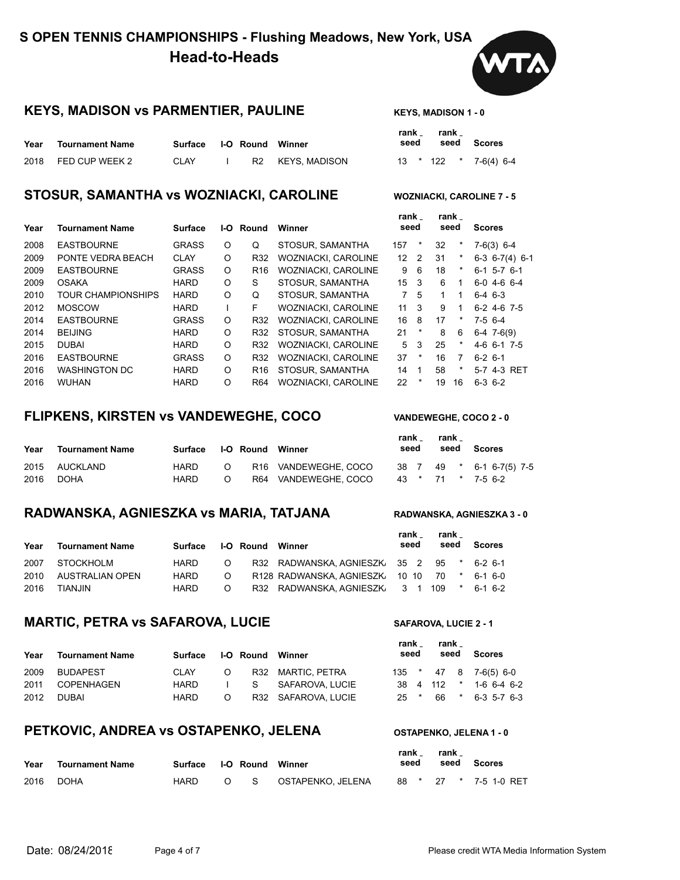# S OPEN TENNIS CHAMPIONSHIPS - Flushing Meadows, New York, USA
## Head-to-Heads

### KEYS, MADISON vs PARMENTIER, PAULINE

**KEYS, MADISON 1 - 0**

| Year | Tournament Name | Surface | I-O | Round | Winner | rank _ | seed | rank _ | seed | Scores |
|---|---|---|---|---|---|---|---|---|---|---|
| 2018 | FED CUP WEEK 2 | CLAY | I | R2 | KEYS, MADISON | 13 | * | 122 | * | 7-6(4) 6-4 |

### STOSUR, SAMANTHA vs WOZNIACKI, CAROLINE

**WOZNIACKI, CAROLINE 7 - 5**

| Year | Tournament Name | Surface | I-O | Round | Winner | rank _ | seed | rank _ | seed | Scores |
|---|---|---|---|---|---|---|---|---|---|---|
| 2008 | EASTBOURNE | GRASS | O | Q | STOSUR, SAMANTHA | 157 | * | 32 | * | 7-6(3) 6-4 |
| 2009 | PONTE VEDRA BEACH | CLAY | O | R32 | WOZNIACKI, CAROLINE | 12 | 2 | 31 | * | 6-3 6-7(4) 6-1 |
| 2009 | EASTBOURNE | GRASS | O | R16 | WOZNIACKI, CAROLINE | 9 | 6 | 18 | * | 6-1 5-7 6-1 |
| 2009 | OSAKA | HARD | O | S | STOSUR, SAMANTHA | 15 | 3 | 6 | 1 | 6-0 4-6 6-4 |
| 2010 | TOUR CHAMPIONSHIPS | HARD | O | Q | STOSUR, SAMANTHA | 7 | 5 | 1 | 1 | 6-4 6-3 |
| 2012 | MOSCOW | HARD | I | F | WOZNIACKI, CAROLINE | 11 | 3 | 9 | 1 | 6-2 4-6 7-5 |
| 2014 | EASTBOURNE | GRASS | O | R32 | WOZNIACKI, CAROLINE | 16 | 8 | 17 | * | 7-5 6-4 |
| 2014 | BEIJING | HARD | O | R32 | STOSUR, SAMANTHA | 21 | * | 8 | 6 | 6-4 7-6(9) |
| 2015 | DUBAI | HARD | O | R32 | WOZNIACKI, CAROLINE | 5 | 3 | 25 | * | 4-6 6-1 7-5 |
| 2016 | EASTBOURNE | GRASS | O | R32 | WOZNIACKI, CAROLINE | 37 | * | 16 | 7 | 6-2 6-1 |
| 2016 | WASHINGTON DC | HARD | O | R16 | STOSUR, SAMANTHA | 14 | 1 | 58 | * | 5-7 4-3 RET |
| 2016 | WUHAN | HARD | O | R64 | WOZNIACKI, CAROLINE | 22 | * | 19 | 16 | 6-3 6-2 |

### FLIPKENS, KIRSTEN vs VANDEWEGHE, COCO

**VANDEWEGHE, COCO 2 - 0**

| Year | Tournament Name | Surface | I-O | Round | Winner | rank _ | seed | rank _ | seed | Scores |
|---|---|---|---|---|---|---|---|---|---|---|
| 2015 | AUCKLAND | HARD | O | R16 | VANDEWEGHE, COCO | 38 | 7 | 49 | * | 6-1 6-7(5) 7-5 |
| 2016 | DOHA | HARD | O | R64 | VANDEWEGHE, COCO | 43 | * | 71 | * | 7-5 6-2 |

### RADWANSKA, AGNIESZKA vs MARIA, TATJANA

**RADWANSKA, AGNIESZKA 3 - 0**

| Year | Tournament Name | Surface | I-O | Round | Winner | rank _ | seed | rank _ | seed | Scores |
|---|---|---|---|---|---|---|---|---|---|---|
| 2007 | STOCKHOLM | HARD | O | R32 | RADWANSKA, AGNIESZK/ | 35 | 2 | 95 | * | 6-2 6-1 |
| 2010 | AUSTRALIAN OPEN | HARD | O | R128 | RADWANSKA, AGNIESZK/ | 10 | 10 | 70 | * | 6-1 6-0 |
| 2016 | TIANJIN | HARD | O | R32 | RADWANSKA, AGNIESZK/ | 3 | 1 | 109 | * | 6-1 6-2 |

### MARTIC, PETRA vs SAFAROVA, LUCIE

**SAFAROVA, LUCIE 2 - 1**

| Year | Tournament Name | Surface | I-O | Round | Winner | rank _ | seed | rank _ | seed | Scores |
|---|---|---|---|---|---|---|---|---|---|---|
| 2009 | BUDAPEST | CLAY | O | R32 | MARTIC, PETRA | 135 | * | 47 | 8 | 7-6(5) 6-0 |
| 2011 | COPENHAGEN | HARD | I | S | SAFAROVA, LUCIE | 38 | 4 | 112 | * | 1-6 6-4 6-2 |
| 2012 | DUBAI | HARD | O | R32 | SAFAROVA, LUCIE | 25 | * | 66 | * | 6-3 5-7 6-3 |

### PETKOVIC, ANDREA vs OSTAPENKO, JELENA

**OSTAPENKO, JELENA 1 - 0**

| Year | Tournament Name | Surface | I-O | Round | Winner | rank _ | seed | rank _ | seed | Scores |
|---|---|---|---|---|---|---|---|---|---|---|
| 2016 | DOHA | HARD | O | S | OSTAPENKO, JELENA | 88 | * | 27 | * | 7-5 1-0 RET |

Date: 08/24/2018

Please credit WTA Media Information System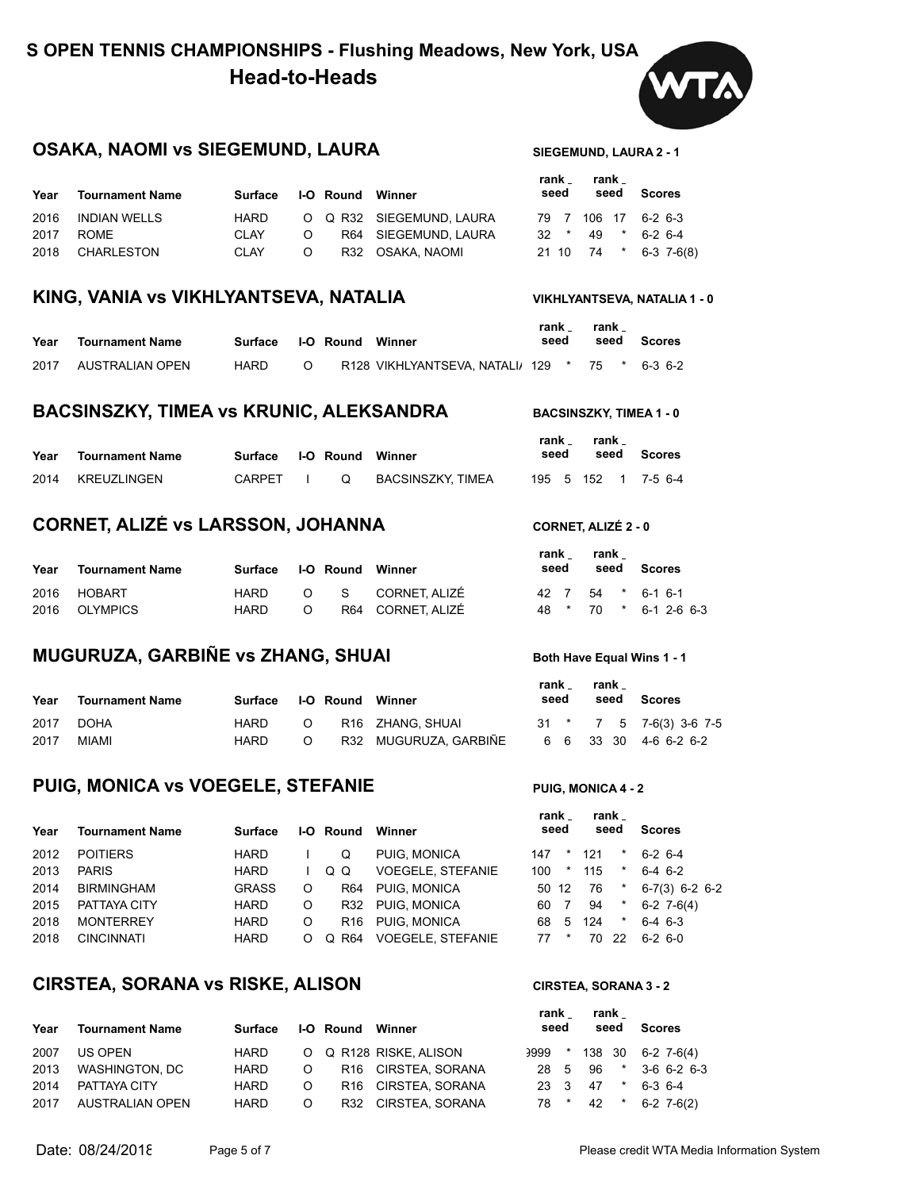# S OPEN TENNIS CHAMPIONSHIPS - Flushing Meadows, New York, USA

## Head-to-Heads

### OSAKA, NAOMI vs SIEGEMUND, LAURA

**SIEGEMUND, LAURA 2 - 1**

| Year | Tournament Name | Surface | I-O | Round | Winner | rank _ | seed | rank _ | seed | Scores |
|---|---|---|---|---|---|---|---|---|---|---|
| 2016 | INDIAN WELLS | HARD | O | Q R32 | SIEGEMUND, LAURA | 79 | 7 | 106 | 17 | 6-2 6-3 |
| 2017 | ROME | CLAY | O | R64 | SIEGEMUND, LAURA | 32 | * | 49 | * | 6-2 6-4 |
| 2018 | CHARLESTON | CLAY | O | R32 | OSAKA, NAOMI | 21 | 10 | 74 | * | 6-3 7-6(8) |

### KING, VANIA vs VIKHLYANTSEVA, NATALIA

**VIKHLYANTSEVA, NATALIA 1 - 0**

| Year | Tournament Name | Surface | I-O | Round | Winner | rank _ | seed | rank _ | seed | Scores |
|---|---|---|---|---|---|---|---|---|---|---|
| 2017 | AUSTRALIAN OPEN | HARD | O | R128 | VIKHLYANTSEVA, NATALI/ | 129 | * | 75 | * | 6-3 6-2 |

### BACSINSZKY, TIMEA vs KRUNIC, ALEKSANDRA

**BACSINSZKY, TIMEA 1 - 0**

| Year | Tournament Name | Surface | I-O | Round | Winner | rank _ | seed | rank _ | seed | Scores |
|---|---|---|---|---|---|---|---|---|---|---|
| 2014 | KREUZLINGEN | CARPET | I | Q | BACSINSZKY, TIMEA | 195 | 5 | 152 | 1 | 7-5 6-4 |

### CORNET, ALIZÉ vs LARSSON, JOHANNA

**CORNET, ALIZÉ 2 - 0**

| Year | Tournament Name | Surface | I-O | Round | Winner | rank _ | seed | rank _ | seed | Scores |
|---|---|---|---|---|---|---|---|---|---|---|
| 2016 | HOBART | HARD | O | S | CORNET, ALIZÉ | 42 | 7 | 54 | * | 6-1 6-1 |
| 2016 | OLYMPICS | HARD | O | R64 | CORNET, ALIZÉ | 48 | * | 70 | * | 6-1 2-6 6-3 |

### MUGURUZA, GARBIÑE vs ZHANG, SHUAI

**Both Have Equal Wins 1 - 1**

| Year | Tournament Name | Surface | I-O | Round | Winner | rank _ | seed | rank _ | seed | Scores |
|---|---|---|---|---|---|---|---|---|---|---|
| 2017 | DOHA | HARD | O | R16 | ZHANG, SHUAI | 31 | * | 7 | 5 | 7-6(3) 3-6 7-5 |
| 2017 | MIAMI | HARD | O | R32 | MUGURUZA, GARBIÑE | 6 | 6 | 33 | 30 | 4-6 6-2 6-2 |

### PUIG, MONICA vs VOEGELE, STEFANIE

**PUIG, MONICA 4 - 2**

| Year | Tournament Name | Surface | I-O | Round | Winner | rank _ | seed | rank _ | seed | Scores |
|---|---|---|---|---|---|---|---|---|---|---|
| 2012 | POITIERS | HARD | I | Q | PUIG, MONICA | 147 | * | 121 | * | 6-2 6-4 |
| 2013 | PARIS | HARD | I | Q Q | VOEGELE, STEFANIE | 100 | * | 115 | * | 6-4 6-2 |
| 2014 | BIRMINGHAM | GRASS | O | R64 | PUIG, MONICA | 50 | 12 | 76 | * | 6-7(3) 6-2 6-2 |
| 2015 | PATTAYA CITY | HARD | O | R32 | PUIG, MONICA | 60 | 7 | 94 | * | 6-2 7-6(4) |
| 2018 | MONTERREY | HARD | O | R16 | PUIG, MONICA | 68 | 5 | 124 | * | 6-4 6-3 |
| 2018 | CINCINNATI | HARD | O | Q R64 | VOEGELE, STEFANIE | 77 | * | 70 | 22 | 6-2 6-0 |

### CIRSTEA, SORANA vs RISKE, ALISON

**CIRSTEA, SORANA 3 - 2**

| Year | Tournament Name | Surface | I-O | Round | Winner | rank _ | seed | rank _ | seed | Scores |
|---|---|---|---|---|---|---|---|---|---|---|
| 2007 | US OPEN | HARD | O | Q R128 | RISKE, ALISON | 9999 | * | 138 | 30 | 6-2 7-6(4) |
| 2013 | WASHINGTON, DC | HARD | O | R16 | CIRSTEA, SORANA | 28 | 5 | 96 | * | 3-6 6-2 6-3 |
| 2014 | PATTAYA CITY | HARD | O | R16 | CIRSTEA, SORANA | 23 | 3 | 47 | * | 6-3 6-4 |
| 2017 | AUSTRALIAN OPEN | HARD | O | R32 | CIRSTEA, SORANA | 78 | * | 42 | * | 6-2 7-6(2) |

Date: 08/24/2018

Please credit WTA Media Information System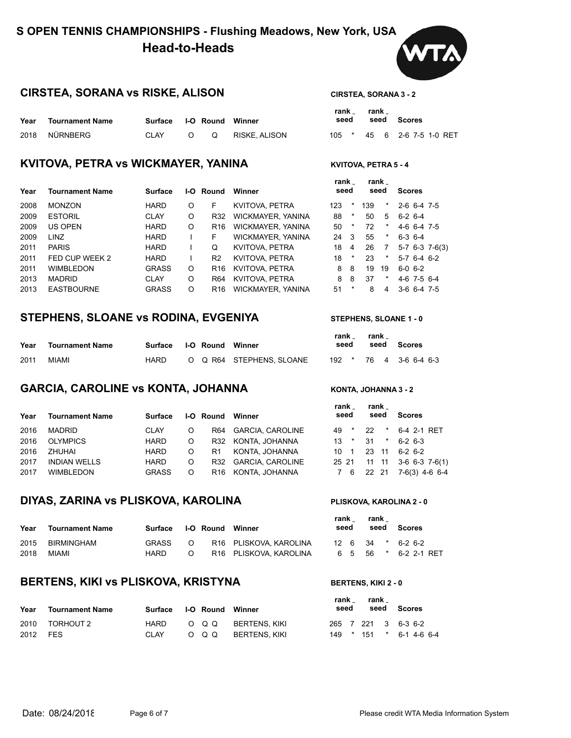# S OPEN TENNIS CHAMPIONSHIPS - Flushing Meadows, New York, USA

## Head-to-Heads

### CIRSTEA, SORANA vs RISKE, ALISON

**CIRSTEA, SORANA 3 - 2**

| Year | Tournament Name | Surface | I-O | Round | Winner | rank _ | seed | rank _ | seed | Scores |
|---|---|---|---|---|---|---|---|---|---|---|
| 2018 | NÜRNBERG | CLAY | O | Q | RISKE, ALISON | 105 | * | 45 | 6 | 2-6 7-5 1-0 RET |

### KVITOVA, PETRA vs WICKMAYER, YANINA

**KVITOVA, PETRA 5 - 4**

| Year | Tournament Name | Surface | I-O | Round | Winner | rank _ | seed | rank _ | seed | Scores |
|---|---|---|---|---|---|---|---|---|---|---|
| 2008 | MONZON | HARD | O | F | KVITOVA, PETRA | 123 | * | 139 | * | 2-6 6-4 7-5 |
| 2009 | ESTORIL | CLAY | O | R32 | WICKMAYER, YANINA | 88 | * | 50 | 5 | 6-2 6-4 |
| 2009 | US OPEN | HARD | O | R16 | WICKMAYER, YANINA | 50 | * | 72 | * | 4-6 6-4 7-5 |
| 2009 | LINZ | HARD | I | F | WICKMAYER, YANINA | 24 | 3 | 55 | * | 6-3 6-4 |
| 2011 | PARIS | HARD | I | Q | KVITOVA, PETRA | 18 | 4 | 26 | 7 | 5-7 6-3 7-6(3) |
| 2011 | FED CUP WEEK 2 | HARD | I | R2 | KVITOVA, PETRA | 18 | * | 23 | * | 5-7 6-4 6-2 |
| 2011 | WIMBLEDON | GRASS | O | R16 | KVITOVA, PETRA | 8 | 8 | 19 | 19 | 6-0 6-2 |
| 2013 | MADRID | CLAY | O | R64 | KVITOVA, PETRA | 8 | 8 | 37 | * | 4-6 7-5 6-4 |
| 2013 | EASTBOURNE | GRASS | O | R16 | WICKMAYER, YANINA | 51 | * | 8 | 4 | 3-6 6-4 7-5 |

### STEPHENS, SLOANE vs RODINA, EVGENIYA

**STEPHENS, SLOANE 1 - 0**

| Year | Tournament Name | Surface | I-O | Round | Winner | rank _ | seed | rank _ | seed | Scores |
|---|---|---|---|---|---|---|---|---|---|---|
| 2011 | MIAMI | HARD | O | Q R64 | STEPHENS, SLOANE | 192 | * | 76 | 4 | 3-6 6-4 6-3 |

### GARCIA, CAROLINE vs KONTA, JOHANNA

**KONTA, JOHANNA 3 - 2**

| Year | Tournament Name | Surface | I-O | Round | Winner | rank _ | seed | rank _ | seed | Scores |
|---|---|---|---|---|---|---|---|---|---|---|
| 2016 | MADRID | CLAY | O | R64 | GARCIA, CAROLINE | 49 | * | 22 | * | 6-4 2-1 RET |
| 2016 | OLYMPICS | HARD | O | R32 | KONTA, JOHANNA | 13 | * | 31 | * | 6-2 6-3 |
| 2016 | ZHUHAI | HARD | O | R1 | KONTA, JOHANNA | 10 | 1 | 23 | 11 | 6-2 6-2 |
| 2017 | INDIAN WELLS | HARD | O | R32 | GARCIA, CAROLINE | 25 | 21 | 11 | 11 | 3-6 6-3 7-6(1) |
| 2017 | WIMBLEDON | GRASS | O | R16 | KONTA, JOHANNA | 7 | 6 | 22 | 21 | 7-6(3) 4-6 6-4 |

### DIYAS, ZARINA vs PLISKOVA, KAROLINA

**PLISKOVA, KAROLINA 2 - 0**

| Year | Tournament Name | Surface | I-O | Round | Winner | rank _ | seed | rank _ | seed | Scores |
|---|---|---|---|---|---|---|---|---|---|---|
| 2015 | BIRMINGHAM | GRASS | O | R16 | PLISKOVA, KAROLINA | 12 | 6 | 34 | * | 6-2 6-2 |
| 2018 | MIAMI | HARD | O | R16 | PLISKOVA, KAROLINA | 6 | 5 | 56 | * | 6-2 2-1 RET |

### BERTENS, KIKI vs PLISKOVA, KRISTYNA

**BERTENS, KIKI 2 - 0**

| Year | Tournament Name | Surface | I-O | Round | Winner | rank _ | seed | rank _ | seed | Scores |
|---|---|---|---|---|---|---|---|---|---|---|
| 2010 | TORHOUT 2 | HARD | O | Q Q | BERTENS, KIKI | 265 | 7 | 221 | 3 | 6-3 6-2 |
| 2012 | FES | CLAY | O | Q Q | BERTENS, KIKI | 149 | * | 151 | * | 6-1 4-6 6-4 |

Date: 08/24/2018

Please credit WTA Media Information System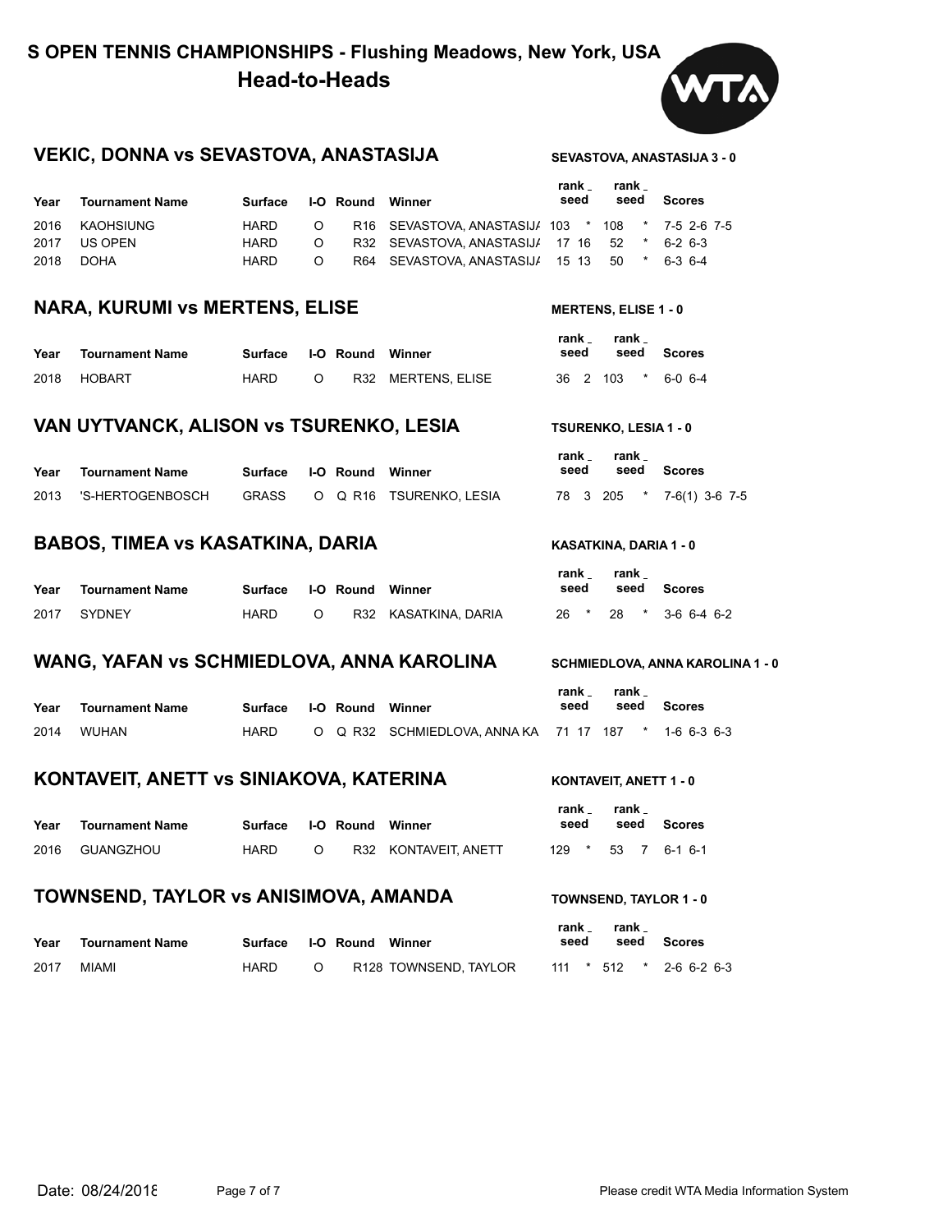# S OPEN TENNIS CHAMPIONSHIPS - Flushing Meadows, New York, USA

## Head-to-Heads

### VEKIC, DONNA vs SEVASTOVA, ANASTASIJA

**SEVASTOVA, ANASTASIJA 3 - 0**

| Year | Tournament Name | Surface | I-O | Round | Winner | rank _ | seed | rank _ | seed | Scores |
|---|---|---|---|---|---|---|---|---|---|---|
| 2016 | KAOHSIUNG | HARD | O | R16 | SEVASTOVA, ANASTASIJA | 103 | * | 108 | * | 7-5 2-6 7-5 |
| 2017 | US OPEN | HARD | O | R32 | SEVASTOVA, ANASTASIJA | 17 | 16 | 52 | * | 6-2 6-3 |
| 2018 | DOHA | HARD | O | R64 | SEVASTOVA, ANASTASIJA | 15 | 13 | 50 | * | 6-3 6-4 |

### NARA, KURUMI vs MERTENS, ELISE

**MERTENS, ELISE 1 - 0**

| Year | Tournament Name | Surface | I-O | Round | Winner | rank _ | seed | rank _ | seed | Scores |
|---|---|---|---|---|---|---|---|---|---|---|
| 2018 | HOBART | HARD | O | R32 | MERTENS, ELISE | 36 | 2 | 103 | * | 6-0 6-4 |

### VAN UYTVANCK, ALISON vs TSURENKO, LESIA

**TSURENKO, LESIA 1 - 0**

| Year | Tournament Name | Surface | I-O | Round | Winner | rank _ | seed | rank _ | seed | Scores |
|---|---|---|---|---|---|---|---|---|---|---|
| 2013 | 'S-HERTOGENBOSCH | GRASS | O | Q R16 | TSURENKO, LESIA | 78 | 3 | 205 | * | 7-6(1) 3-6 7-5 |

### BABOS, TIMEA vs KASATKINA, DARIA

**KASATKINA, DARIA 1 - 0**

| Year | Tournament Name | Surface | I-O | Round | Winner | rank _ | seed | rank _ | seed | Scores |
|---|---|---|---|---|---|---|---|---|---|---|
| 2017 | SYDNEY | HARD | O | R32 | KASATKINA, DARIA | 26 | * | 28 | * | 3-6 6-4 6-2 |

### WANG, YAFAN vs SCHMIEDLOVA, ANNA KAROLINA

**SCHMIEDLOVA, ANNA KAROLINA 1 - 0**

| Year | Tournament Name | Surface | I-O | Round | Winner | rank _ | seed | rank _ | seed | Scores |
|---|---|---|---|---|---|---|---|---|---|---|
| 2014 | WUHAN | HARD | O | Q R32 | SCHMIEDLOVA, ANNA KA | 71 | 17 | 187 | * | 1-6 6-3 6-3 |

### KONTAVEIT, ANETT vs SINIAKOVA, KATERINA

**KONTAVEIT, ANETT 1 - 0**

| Year | Tournament Name | Surface | I-O | Round | Winner | rank _ | seed | rank _ | seed | Scores |
|---|---|---|---|---|---|---|---|---|---|---|
| 2016 | GUANGZHOU | HARD | O | R32 | KONTAVEIT, ANETT | 129 | * | 53 | 7 | 6-1 6-1 |

### TOWNSEND, TAYLOR vs ANISIMOVA, AMANDA

**TOWNSEND, TAYLOR 1 - 0**

| Year | Tournament Name | Surface | I-O | Round | Winner | rank _ | seed | rank _ | seed | Scores |
|---|---|---|---|---|---|---|---|---|---|---|
| 2017 | MIAMI | HARD | O | R128 | TOWNSEND, TAYLOR | 111 | * | 512 | * | 2-6 6-2 6-3 |

Date: 08/24/2018

Please credit WTA Media Information System